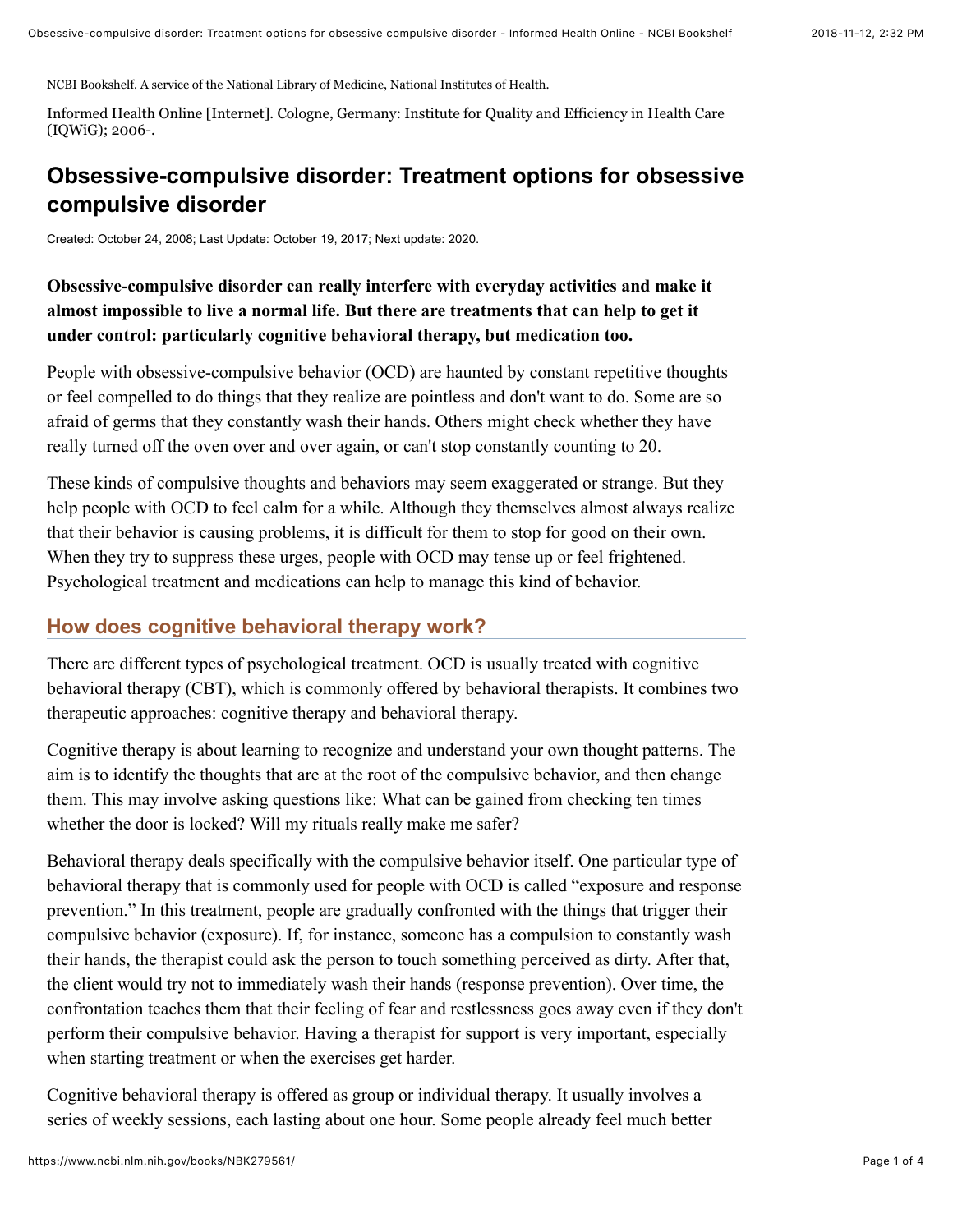NCBI Bookshelf. A service of the National Library of Medicine, National Institutes of Health.

Informed Health Online [Internet]. Cologne, Germany: Institute for Quality and Efficiency in Health Care (IQWiG); 2006-.

# Obsessive-compulsive disorder: Treatment options for obsessive compulsive disorder

Created: October 24, 2008; Last Update: October 19, 2017; Next update: 2020.

**Obsessive-compulsive disorder can really interfere with everyday activities and make it almost impossible to live a normal life. But there are treatments that can help to get it under control: particularly cognitive behavioral therapy, but medication too.**

People with obsessive-compulsive behavior (OCD) are haunted by constant repetitive thoughts or feel compelled to do things that they realize are pointless and don't want to do. Some are so afraid of germs that they constantly wash their hands. Others might check whether they have really turned off the oven over and over again, or can't stop constantly counting to 20.

These kinds of compulsive thoughts and behaviors may seem exaggerated or strange. But they help people with OCD to feel calm for a while. Although they themselves almost always realize that their behavior is causing problems, it is difficult for them to stop for good on their own. When they try to suppress these urges, people with OCD may tense up or feel frightened. Psychological treatment and medications can help to manage this kind of behavior.

## How does cognitive behavioral therapy work?

There are different types of psychological treatment. OCD is usually treated with cognitive behavioral therapy (CBT), which is commonly offered by behavioral therapists. It combines two therapeutic approaches: cognitive therapy and behavioral therapy.

Cognitive therapy is about learning to recognize and understand your own thought patterns. The aim is to identify the thoughts that are at the root of the compulsive behavior, and then change them. This may involve asking questions like: What can be gained from checking ten times whether the door is locked? Will my rituals really make me safer?

Behavioral therapy deals specifically with the compulsive behavior itself. One particular type of behavioral therapy that is commonly used for people with OCD is called "exposure and response prevention." In this treatment, people are gradually confronted with the things that trigger their compulsive behavior (exposure). If, for instance, someone has a compulsion to constantly wash their hands, the therapist could ask the person to touch something perceived as dirty. After that, the client would try not to immediately wash their hands (response prevention). Over time, the confrontation teaches them that their feeling of fear and restlessness goes away even if they don't perform their compulsive behavior. Having a therapist for support is very important, especially when starting treatment or when the exercises get harder.

Cognitive behavioral therapy is offered as group or individual therapy. It usually involves a series of weekly sessions, each lasting about one hour. Some people already feel much better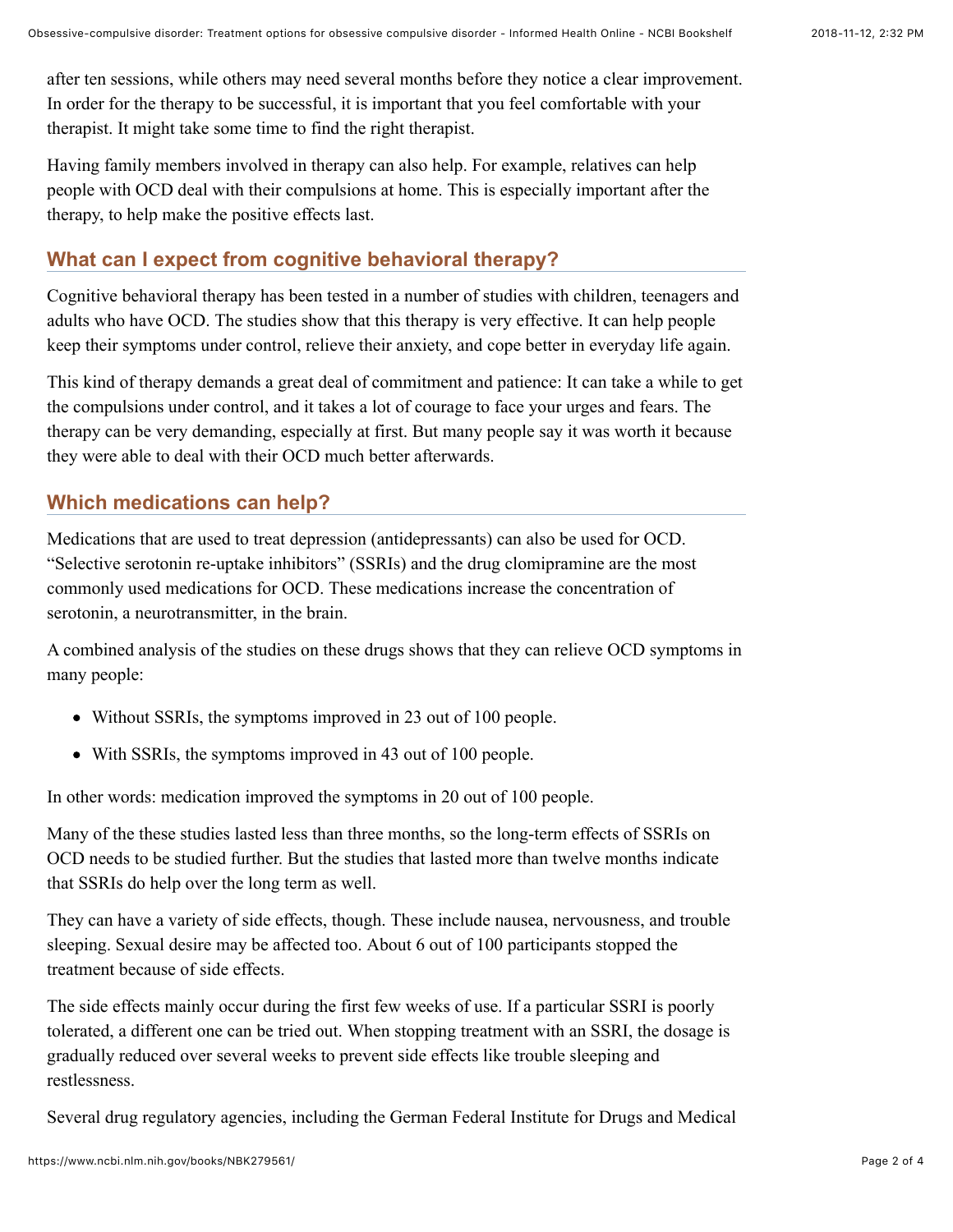after ten sessions, while others may need several months before they notice a clear improvement. In order for the therapy to be successful, it is important that you feel comfortable with your therapist. It might take some time to find the right therapist.

Having family members involved in therapy can also help. For example, relatives can help people with OCD deal with their compulsions at home. This is especially important after the therapy, to help make the positive effects last.

## What can I expect from cognitive behavioral therapy?

Cognitive behavioral therapy has been tested in a number of studies with children, teenagers and adults who have OCD. The studies show that this therapy is very effective. It can help people keep their symptoms under control, relieve their anxiety, and cope better in everyday life again.

This kind of therapy demands a great deal of commitment and patience: It can take a while to get the compulsions under control, and it takes a lot of courage to face your urges and fears. The therapy can be very demanding, especially at first. But many people say it was worth it because they were able to deal with their OCD much better afterwards.

## Which medications can help?

Medications that are used to treat depression (antidepressants) can also be used for OCD. “Selective serotonin re-uptake inhibitors” (SSRIs) and the drug clomipramine are the most commonly used medications for OCD. These medications increase the concentration of serotonin, a neurotransmitter, in the brain.

A combined analysis of the studies on these drugs shows that they can relieve OCD symptoms in many people:

- Without SSRIs, the symptoms improved in 23 out of 100 people.
- With SSRIs, the symptoms improved in 43 out of 100 people.

In other words: medication improved the symptoms in 20 out of 100 people.

Many of the these studies lasted less than three months, so the long-term effects of SSRIs on OCD needs to be studied further. But the studies that lasted more than twelve months indicate that SSRIs do help over the long term as well.

They can have a variety of side effects, though. These include nausea, nervousness, and trouble sleeping. Sexual desire may be affected too. About 6 out of 100 participants stopped the treatment because of side effects.

The side effects mainly occur during the first few weeks of use. If a particular SSRI is poorly tolerated, a different one can be tried out. When stopping treatment with an SSRI, the dosage is gradually reduced over several weeks to prevent side effects like trouble sleeping and restlessness.

Several drug regulatory agencies, including the German Federal Institute for Drugs and Medical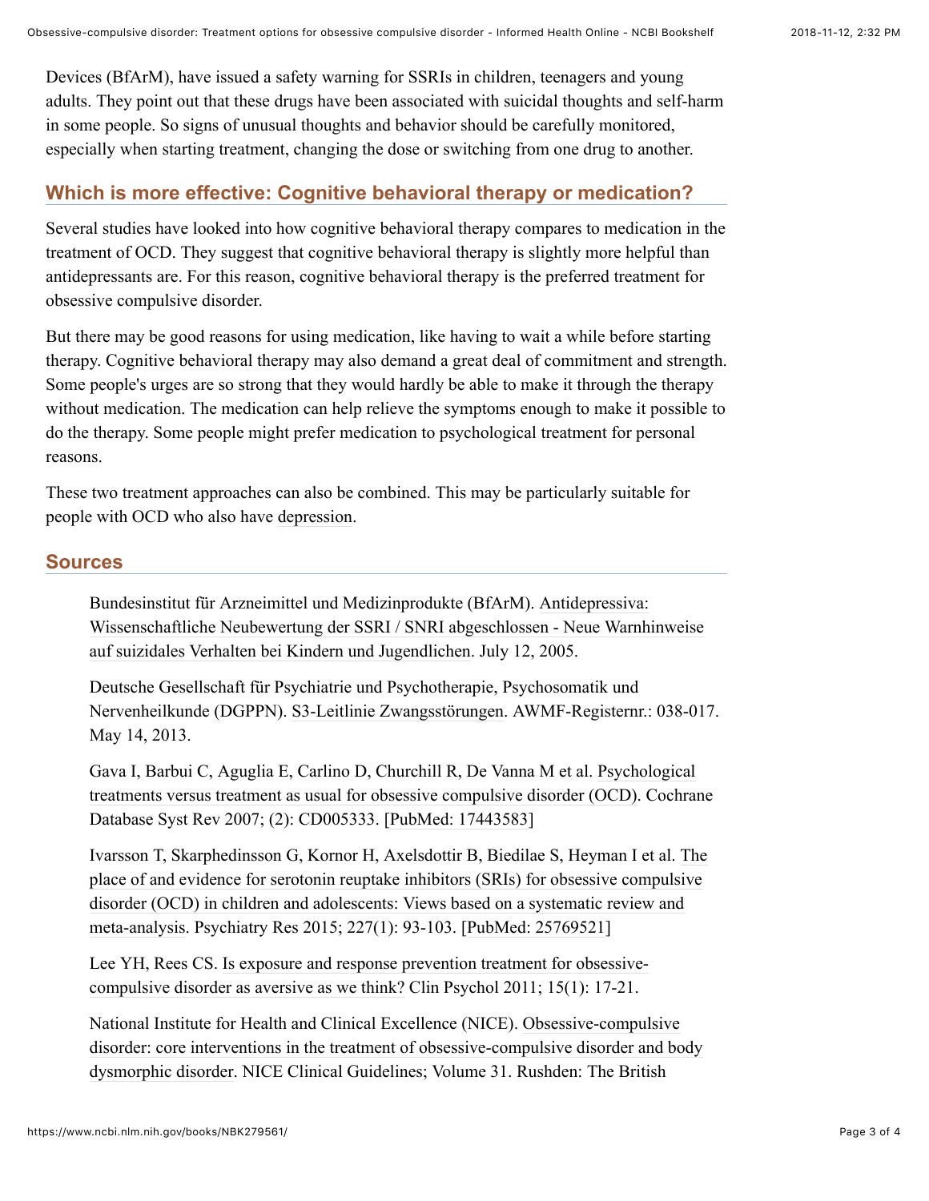Devices (BfArM), have issued a safety warning for SSRIs in children, teenagers and young adults. They point out that these drugs have been associated with suicidal thoughts and self-harm in some people. So signs of unusual thoughts and behavior should be carefully monitored, especially when starting treatment, changing the dose or switching from one drug to another.

## Which is more effective: Cognitive behavioral therapy or medication?

Several studies have looked into how cognitive behavioral therapy compares to medication in the treatment of OCD. They suggest that cognitive behavioral therapy is slightly more helpful than antidepressants are. For this reason, cognitive behavioral therapy is the preferred treatment for obsessive compulsive disorder.

But there may be good reasons for using medication, like having to wait a while before starting therapy. Cognitive behavioral therapy may also demand a great deal of commitment and strength. Some people's urges are so strong that they would hardly be able to make it through the therapy without medication. The medication can help relieve the symptoms enough to make it possible to do the therapy. Some people might prefer medication to psychological treatment for personal reasons.

These two treatment approaches can also be combined. This may be particularly suitable for people with OCD who also have depression.

## Sources

Bundesinstitut für Arzneimittel und Medizinprodukte (BfArM). Antidepressiva: Wissenschaftliche Neubewertung der SSRI / SNRI abgeschlossen - Neue Warnhinweise auf suizidales Verhalten bei Kindern und Jugendlichen. July 12, 2005.

Deutsche Gesellschaft für Psychiatrie und Psychotherapie, Psychosomatik und Nervenheilkunde (DGPPN). S3-Leitlinie Zwangsstörungen. AWMF-Registernr.: 038-017. May 14, 2013.

Gava I, Barbui C, Aguglia E, Carlino D, Churchill R, De Vanna M et al. Psychological treatments versus treatment as usual for obsessive compulsive disorder (OCD). Cochrane Database Syst Rev 2007; (2): CD005333. [PubMed: 17443583]

Ivarsson T, Skarphedinsson G, Kornor H, Axelsdottir B, Biedilae S, Heyman I et al. The place of and evidence for serotonin reuptake inhibitors (SRIs) for obsessive compulsive disorder (OCD) in children and adolescents: Views based on a systematic review and meta-analysis. Psychiatry Res 2015; 227(1): 93-103. [PubMed: 25769521]

Lee YH, Rees CS. Is exposure and response prevention treatment for obsessive-compulsive disorder as aversive as we think? Clin Psychol 2011; 15(1): 17-21.

National Institute for Health and Clinical Excellence (NICE). Obsessive-compulsive disorder: core interventions in the treatment of obsessive-compulsive disorder and body dysmorphic disorder. NICE Clinical Guidelines; Volume 31. Rushden: The British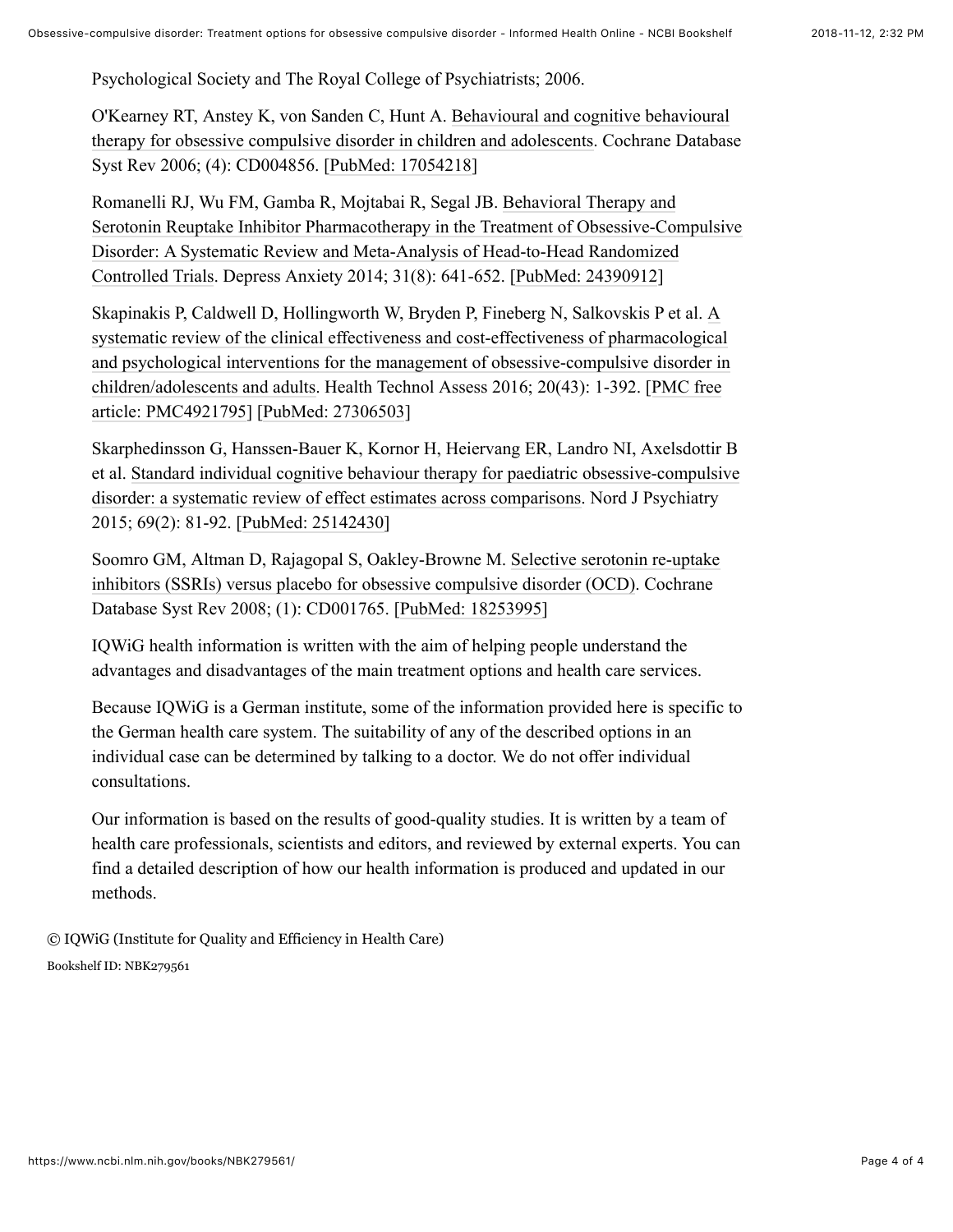Psychological Society and The Royal College of Psychiatrists; 2006.

O'Kearney RT, Anstey K, von Sanden C, Hunt A. Behavioural and cognitive behavioural therapy for obsessive compulsive disorder in children and adolescents. Cochrane Database Syst Rev 2006; (4): CD004856. [PubMed: 17054218]

Romanelli RJ, Wu FM, Gamba R, Mojtabai R, Segal JB. Behavioral Therapy and Serotonin Reuptake Inhibitor Pharmacotherapy in the Treatment of Obsessive-Compulsive Disorder: A Systematic Review and Meta-Analysis of Head-to-Head Randomized Controlled Trials. Depress Anxiety 2014; 31(8): 641-652. [PubMed: 24390912]

Skapinakis P, Caldwell D, Hollingworth W, Bryden P, Fineberg N, Salkovskis P et al. A systematic review of the clinical effectiveness and cost-effectiveness of pharmacological and psychological interventions for the management of obsessive-compulsive disorder in children/adolescents and adults. Health Technol Assess 2016; 20(43): 1-392. [PMC free article: PMC4921795] [PubMed: 27306503]

Skarphedinsson G, Hanssen-Bauer K, Kornor H, Heiervang ER, Landro NI, Axelsdottir B et al. Standard individual cognitive behaviour therapy for paediatric obsessive-compulsive disorder: a systematic review of effect estimates across comparisons. Nord J Psychiatry 2015; 69(2): 81-92. [PubMed: 25142430]

Soomro GM, Altman D, Rajagopal S, Oakley-Browne M. Selective serotonin re-uptake inhibitors (SSRIs) versus placebo for obsessive compulsive disorder (OCD). Cochrane Database Syst Rev 2008; (1): CD001765. [PubMed: 18253995]

IQWiG health information is written with the aim of helping people understand the advantages and disadvantages of the main treatment options and health care services.

Because IQWiG is a German institute, some of the information provided here is specific to the German health care system. The suitability of any of the described options in an individual case can be determined by talking to a doctor. We do not offer individual consultations.

Our information is based on the results of good-quality studies. It is written by a team of health care professionals, scientists and editors, and reviewed by external experts. You can find a detailed description of how our health information is produced and updated in our methods.

© IQWiG (Institute for Quality and Efficiency in Health Care)

Bookshelf ID: NBK279561